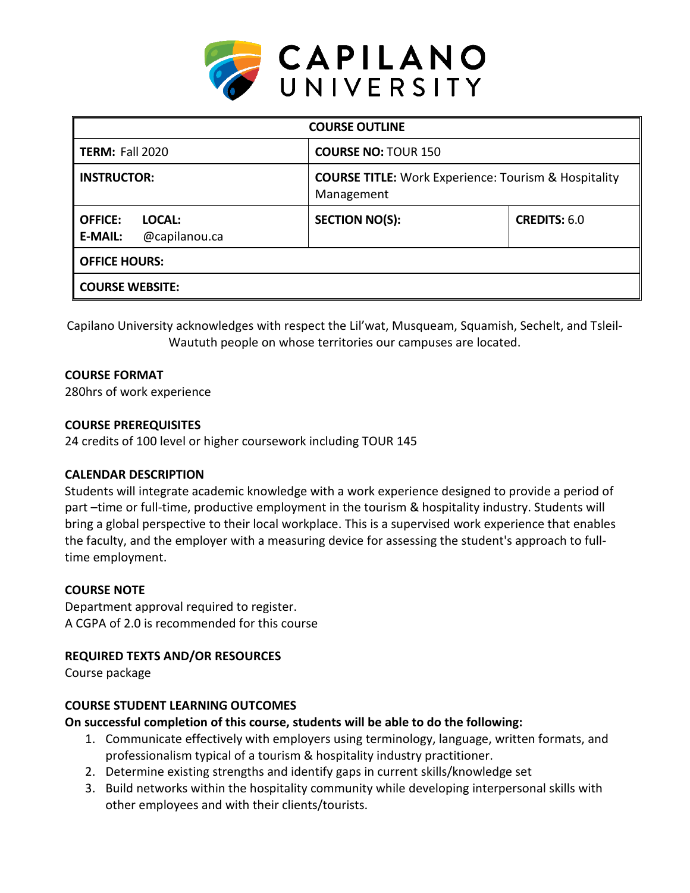# CAPILANO UNIVERSITY

| COURSE OUTLINE | | |
|---|---|---|
| **TERM:** Fall 2020 | **COURSE NO:** TOUR 150 | |
| **INSTRUCTOR:** | **COURSE TITLE:** Work Experience: Tourism & Hospitality Management | |
| **OFFICE:** **LOCAL:** **E-MAIL:** @capilanou.ca | **SECTION NO(S):** | **CREDITS:** 6.0 |
| **OFFICE HOURS:** | | |
| **COURSE WEBSITE:** | | |

Capilano University acknowledges with respect the Lil'wat, Musqueam, Squamish, Sechelt, and Tsleil-Waututh people on whose territories our campuses are located.

**COURSE FORMAT**

280hrs of work experience

**COURSE PREREQUISITES**

24 credits of 100 level or higher coursework including TOUR 145

**CALENDAR DESCRIPTION**

Students will integrate academic knowledge with a work experience designed to provide a period of part –time or full-time, productive employment in the tourism & hospitality industry. Students will bring a global perspective to their local workplace. This is a supervised work experience that enables the faculty, and the employer with a measuring device for assessing the student's approach to full-time employment.

**COURSE NOTE**

Department approval required to register.
A CGPA of 2.0 is recommended for this course

**REQUIRED TEXTS AND/OR RESOURCES**

Course package

**COURSE STUDENT LEARNING OUTCOMES**

**On successful completion of this course, students will be able to do the following:**

1. Communicate effectively with employers using terminology, language, written formats, and professionalism typical of a tourism & hospitality industry practitioner.
2. Determine existing strengths and identify gaps in current skills/knowledge set
3. Build networks within the hospitality community while developing interpersonal skills with other employees and with their clients/tourists.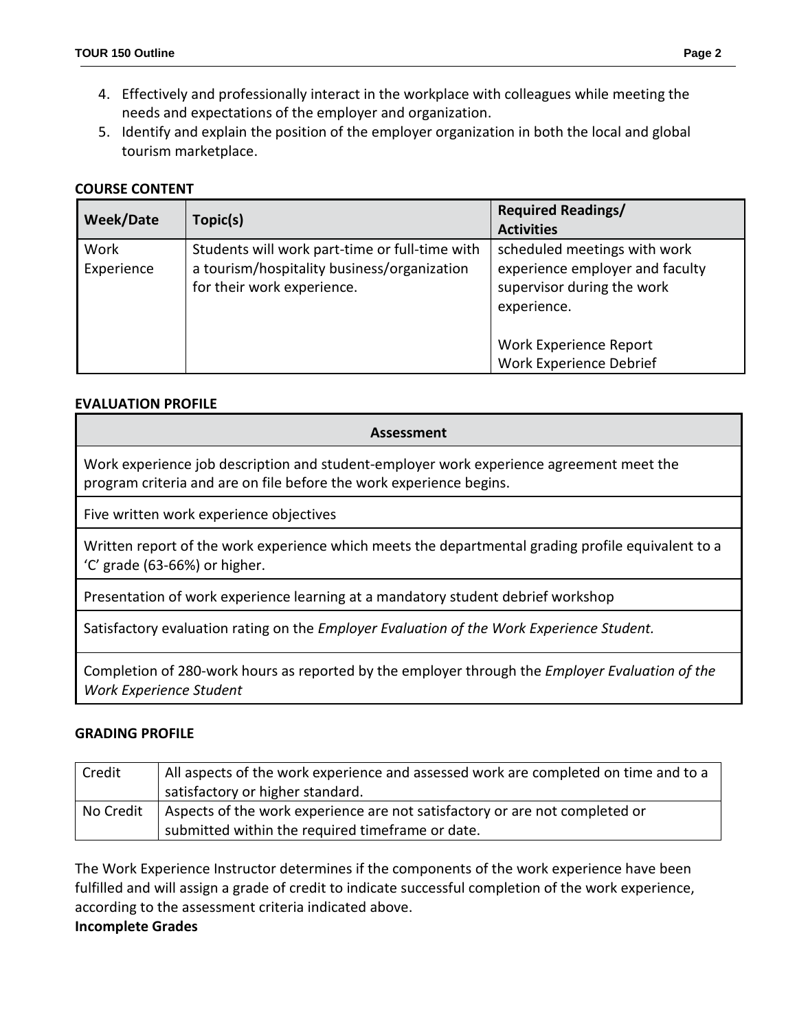4. Effectively and professionally interact in the workplace with colleagues while meeting the needs and expectations of the employer and organization.
5. Identify and explain the position of the employer organization in both the local and global tourism marketplace.

## COURSE CONTENT

| Week/Date | Topic(s) | Required Readings/ Activities |
|---|---|---|
| Work Experience | Students will work part-time or full-time with a tourism/hospitality business/organization for their work experience. | scheduled meetings with work experience employer and faculty supervisor during the work experience.<br><br>Work Experience Report<br>Work Experience Debrief |

## EVALUATION PROFILE

| Assessment |
|---|
| Work experience job description and student-employer work experience agreement meet the program criteria and are on file before the work experience begins. |
| Five written work experience objectives |
| Written report of the work experience which meets the departmental grading profile equivalent to a 'C' grade (63-66%) or higher. |
| Presentation of work experience learning at a mandatory student debrief workshop |
| Satisfactory evaluation rating on the *Employer Evaluation of the Work Experience Student.* |
| Completion of 280-work hours as reported by the employer through the *Employer Evaluation of the Work Experience Student* |

## GRADING PROFILE

| | |
|---|---|
| Credit | All aspects of the work experience and assessed work are completed on time and to a satisfactory or higher standard. |
| No Credit | Aspects of the work experience are not satisfactory or are not completed or submitted within the required timeframe or date. |

The Work Experience Instructor determines if the components of the work experience have been fulfilled and will assign a grade of credit to indicate successful completion of the work experience, according to the assessment criteria indicated above.

**Incomplete Grades**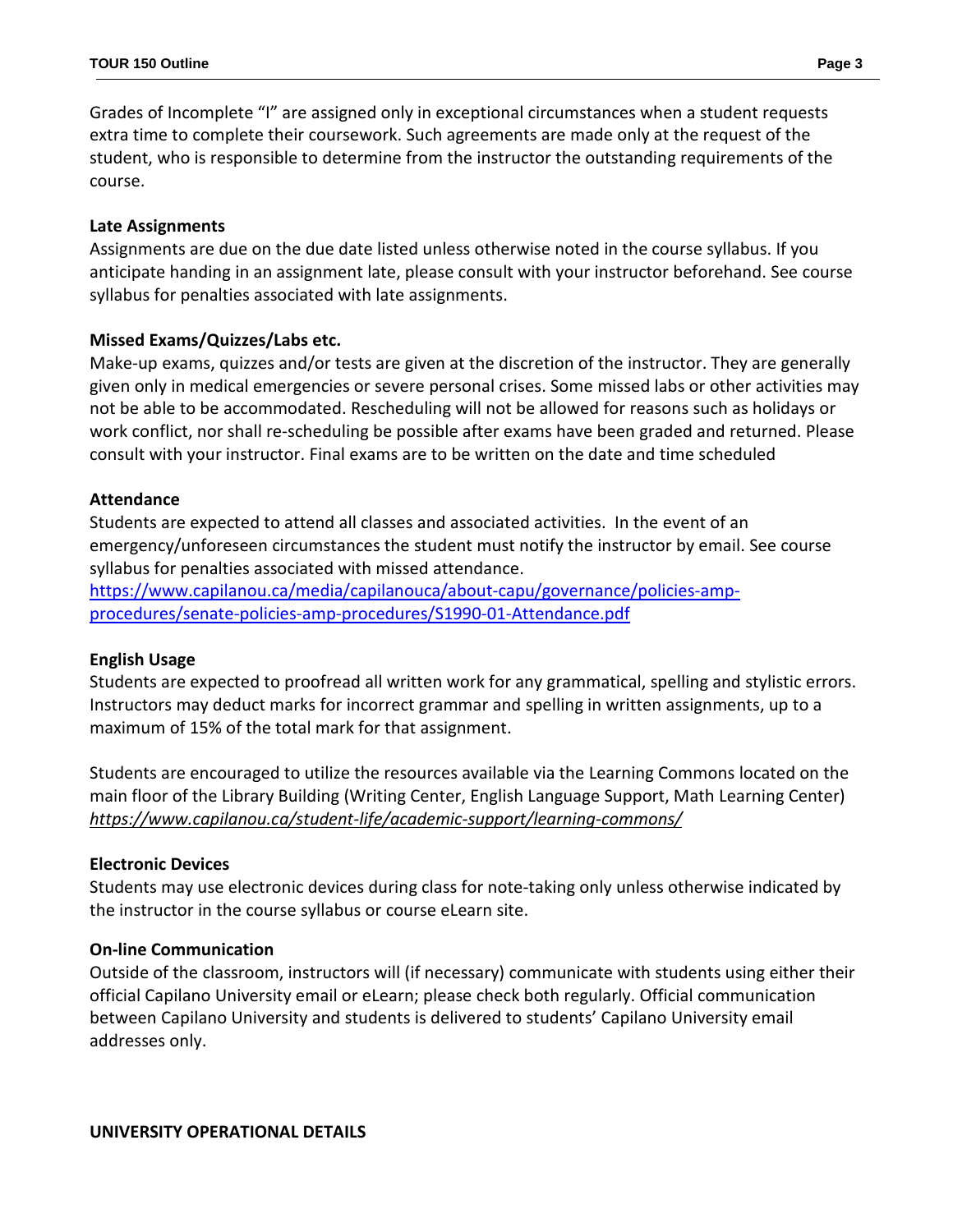Grades of Incomplete "I" are assigned only in exceptional circumstances when a student requests extra time to complete their coursework. Such agreements are made only at the request of the student, who is responsible to determine from the instructor the outstanding requirements of the course.

**Late Assignments**

Assignments are due on the due date listed unless otherwise noted in the course syllabus. If you anticipate handing in an assignment late, please consult with your instructor beforehand. See course syllabus for penalties associated with late assignments.

**Missed Exams/Quizzes/Labs etc.**

Make-up exams, quizzes and/or tests are given at the discretion of the instructor. They are generally given only in medical emergencies or severe personal crises. Some missed labs or other activities may not be able to be accommodated. Rescheduling will not be allowed for reasons such as holidays or work conflict, nor shall re-scheduling be possible after exams have been graded and returned. Please consult with your instructor. Final exams are to be written on the date and time scheduled

**Attendance**

Students are expected to attend all classes and associated activities. In the event of an emergency/unforeseen circumstances the student must notify the instructor by email. See course syllabus for penalties associated with missed attendance.
https://www.capilanou.ca/media/capilanouca/about-capu/governance/policies-amp-procedures/senate-policies-amp-procedures/S1990-01-Attendance.pdf

**English Usage**

Students are expected to proofread all written work for any grammatical, spelling and stylistic errors. Instructors may deduct marks for incorrect grammar and spelling in written assignments, up to a maximum of 15% of the total mark for that assignment.

Students are encouraged to utilize the resources available via the Learning Commons located on the main floor of the Library Building (Writing Center, English Language Support, Math Learning Center) *https://www.capilanou.ca/student-life/academic-support/learning-commons/*

**Electronic Devices**

Students may use electronic devices during class for note-taking only unless otherwise indicated by the instructor in the course syllabus or course eLearn site.

**On-line Communication**

Outside of the classroom, instructors will (if necessary) communicate with students using either their official Capilano University email or eLearn; please check both regularly. Official communication between Capilano University and students is delivered to students' Capilano University email addresses only.

**UNIVERSITY OPERATIONAL DETAILS**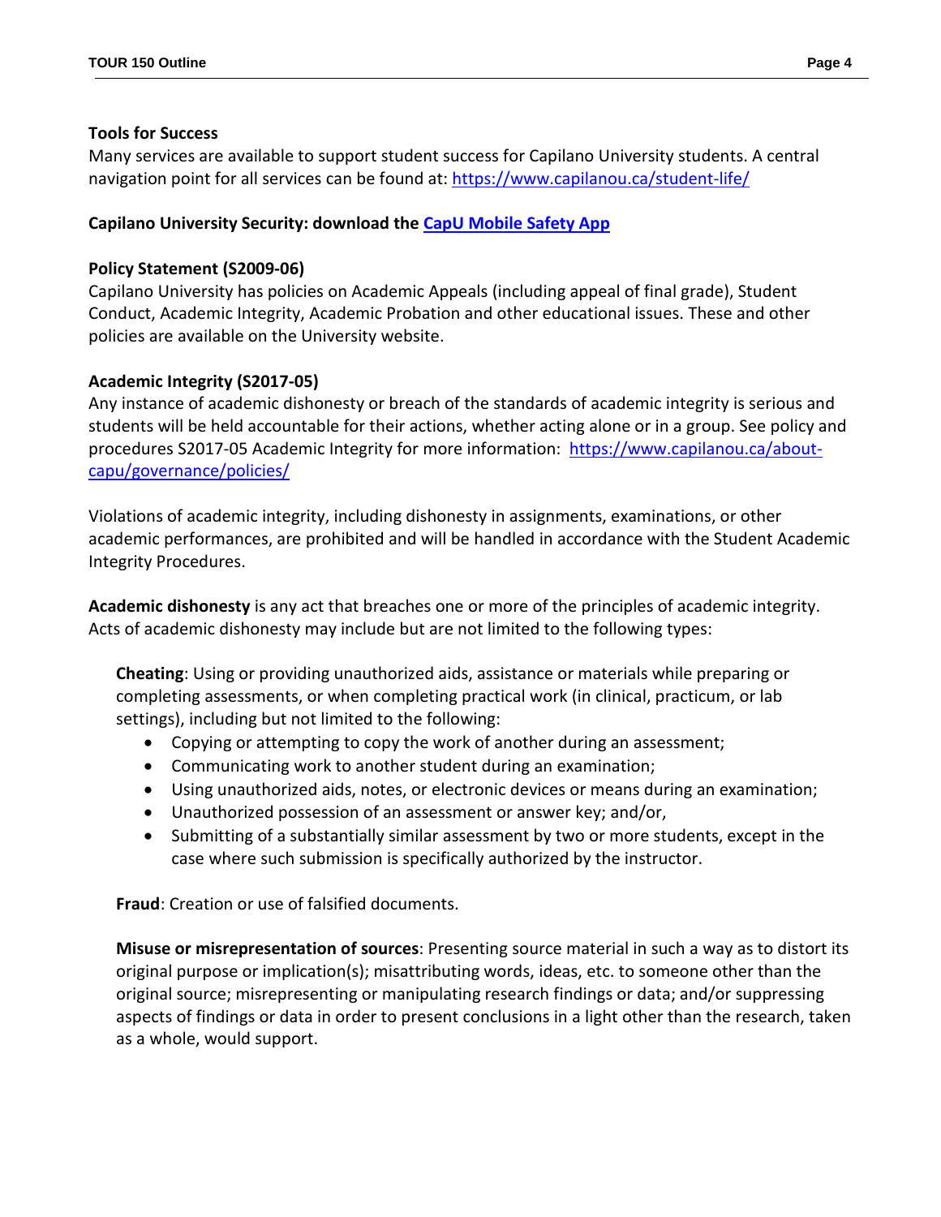**Tools for Success**

Many services are available to support student success for Capilano University students. A central navigation point for all services can be found at: https://www.capilanou.ca/student-life/

**Capilano University Security: download the CapU Mobile Safety App**

**Policy Statement (S2009-06)**

Capilano University has policies on Academic Appeals (including appeal of final grade), Student Conduct, Academic Integrity, Academic Probation and other educational issues. These and other policies are available on the University website.

**Academic Integrity (S2017-05)**

Any instance of academic dishonesty or breach of the standards of academic integrity is serious and students will be held accountable for their actions, whether acting alone or in a group. See policy and procedures S2017-05 Academic Integrity for more information: https://www.capilanou.ca/about-capu/governance/policies/

Violations of academic integrity, including dishonesty in assignments, examinations, or other academic performances, are prohibited and will be handled in accordance with the Student Academic Integrity Procedures.

**Academic dishonesty** is any act that breaches one or more of the principles of academic integrity. Acts of academic dishonesty may include but are not limited to the following types:

**Cheating**: Using or providing unauthorized aids, assistance or materials while preparing or completing assessments, or when completing practical work (in clinical, practicum, or lab settings), including but not limited to the following:

- Copying or attempting to copy the work of another during an assessment;
- Communicating work to another student during an examination;
- Using unauthorized aids, notes, or electronic devices or means during an examination;
- Unauthorized possession of an assessment or answer key; and/or,
- Submitting of a substantially similar assessment by two or more students, except in the case where such submission is specifically authorized by the instructor.

**Fraud**: Creation or use of falsified documents.

**Misuse or misrepresentation of sources**: Presenting source material in such a way as to distort its original purpose or implication(s); misattributing words, ideas, etc. to someone other than the original source; misrepresenting or manipulating research findings or data; and/or suppressing aspects of findings or data in order to present conclusions in a light other than the research, taken as a whole, would support.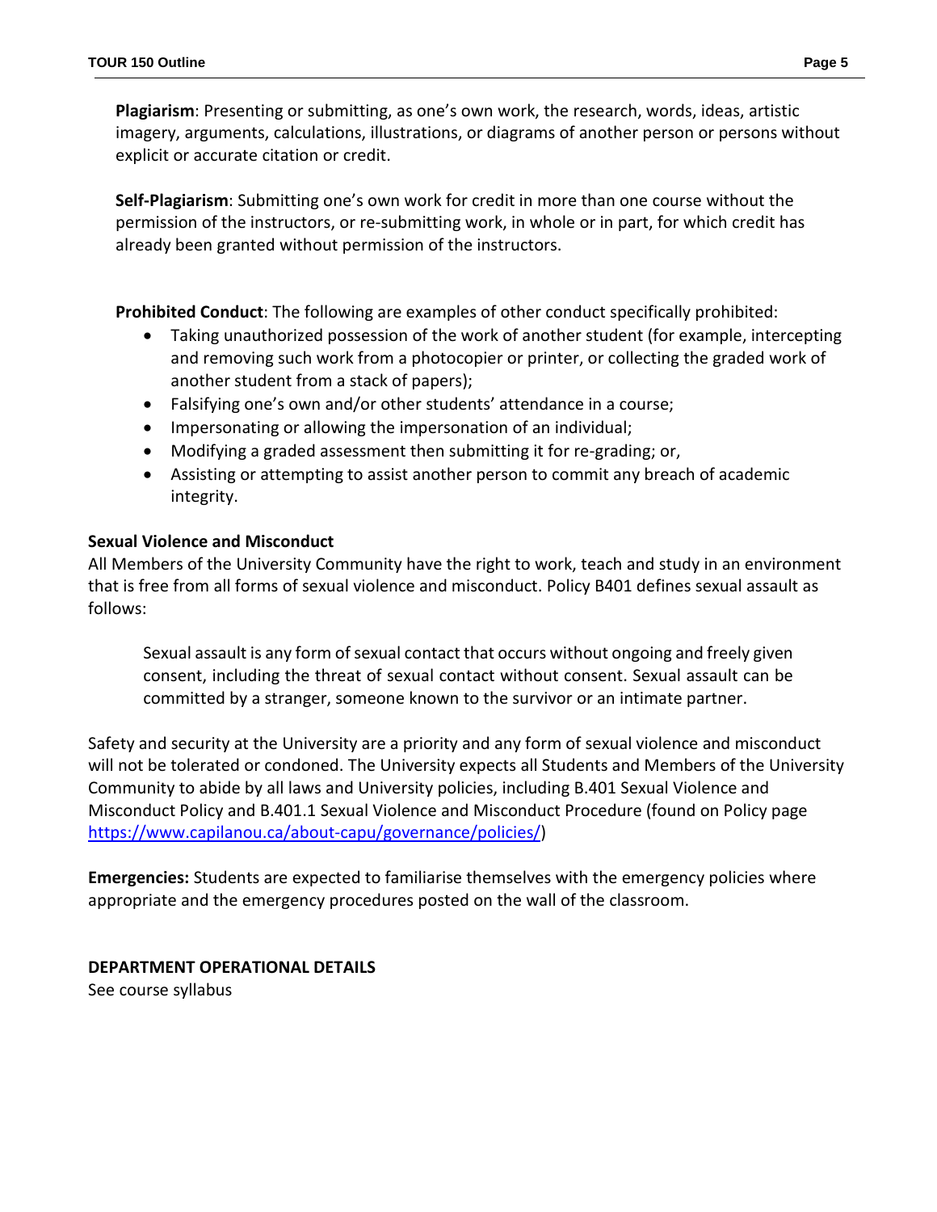**Plagiarism**: Presenting or submitting, as one's own work, the research, words, ideas, artistic imagery, arguments, calculations, illustrations, or diagrams of another person or persons without explicit or accurate citation or credit.

**Self-Plagiarism**: Submitting one's own work for credit in more than one course without the permission of the instructors, or re-submitting work, in whole or in part, for which credit has already been granted without permission of the instructors.

**Prohibited Conduct**: The following are examples of other conduct specifically prohibited:

- Taking unauthorized possession of the work of another student (for example, intercepting and removing such work from a photocopier or printer, or collecting the graded work of another student from a stack of papers);
- Falsifying one's own and/or other students' attendance in a course;
- Impersonating or allowing the impersonation of an individual;
- Modifying a graded assessment then submitting it for re-grading; or,
- Assisting or attempting to assist another person to commit any breach of academic integrity.

**Sexual Violence and Misconduct**

All Members of the University Community have the right to work, teach and study in an environment that is free from all forms of sexual violence and misconduct. Policy B401 defines sexual assault as follows:

> Sexual assault is any form of sexual contact that occurs without ongoing and freely given consent, including the threat of sexual contact without consent. Sexual assault can be committed by a stranger, someone known to the survivor or an intimate partner.

Safety and security at the University are a priority and any form of sexual violence and misconduct will not be tolerated or condoned. The University expects all Students and Members of the University Community to abide by all laws and University policies, including B.401 Sexual Violence and Misconduct Policy and B.401.1 Sexual Violence and Misconduct Procedure (found on Policy page https://www.capilanou.ca/about-capu/governance/policies/)

**Emergencies:** Students are expected to familiarise themselves with the emergency policies where appropriate and the emergency procedures posted on the wall of the classroom.

**DEPARTMENT OPERATIONAL DETAILS**

See course syllabus